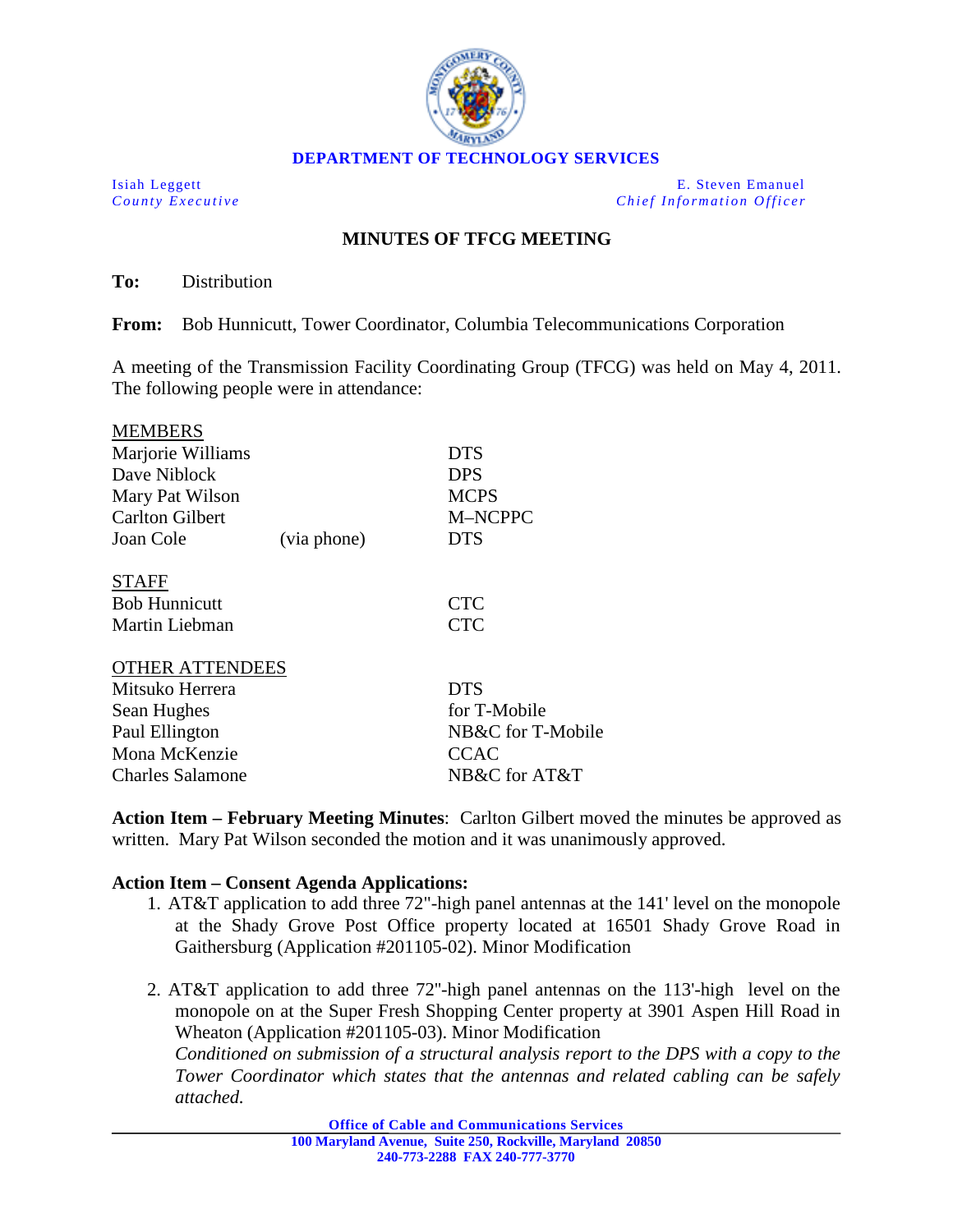**DEPARTMENT OF TECHNOLOGY SERVICES**

Isiah Leggett
*County Executive*

E. Steven Emanuel
*Chief Information Officer*

# MINUTES OF TFCG MEETING

**To:** Distribution

**From:** Bob Hunnicutt, Tower Coordinator, Columbia Telecommunications Corporation

A meeting of the Transmission Facility Coordinating Group (TFCG) was held on May 4, 2011. The following people were in attendance:

| MEMBERS | | |
|---|---|---|
| Marjorie Williams | | DTS |
| Dave Niblock | | DPS |
| Mary Pat Wilson | | MCPS |
| Carlton Gilbert | | M–NCPPC |
| Joan Cole | (via phone) | DTS |
| **STAFF** | | |
| Bob Hunnicutt | | CTC |
| Martin Liebman | | CTC |
| **OTHER ATTENDEES** | | |
| Mitsuko Herrera | | DTS |
| Sean Hughes | | for T-Mobile |
| Paul Ellington | | NB&C for T-Mobile |
| Mona McKenzie | | CCAC |
| Charles Salamone | | NB&C for AT&T |

**Action Item – February Meeting Minutes**: Carlton Gilbert moved the minutes be approved as written. Mary Pat Wilson seconded the motion and it was unanimously approved.

**Action Item – Consent Agenda Applications:**

1. AT&T application to add three 72"-high panel antennas at the 141' level on the monopole at the Shady Grove Post Office property located at 16501 Shady Grove Road in Gaithersburg (Application #201105-02). Minor Modification

2. AT&T application to add three 72"-high panel antennas on the 113'-high level on the monopole on at the Super Fresh Shopping Center property at 3901 Aspen Hill Road in Wheaton (Application #201105-03). Minor Modification
   *Conditioned on submission of a structural analysis report to the DPS with a copy to the Tower Coordinator which states that the antennas and related cabling can be safely attached.*

**Office of Cable and Communications Services**
**100 Maryland Avenue, Suite 250, Rockville, Maryland 20850**
**240-773-2288 FAX 240-777-3770**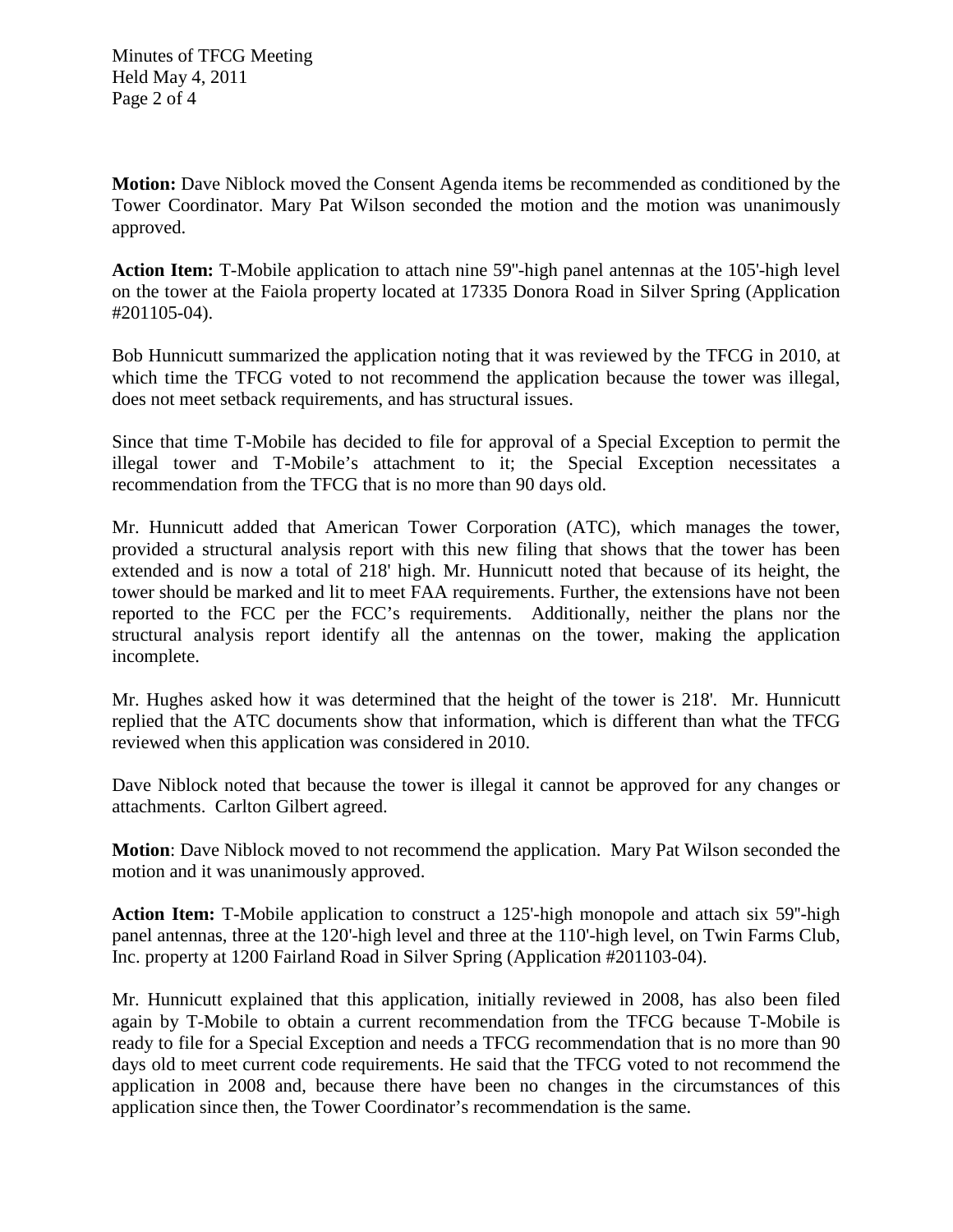**Motion:** Dave Niblock moved the Consent Agenda items be recommended as conditioned by the Tower Coordinator. Mary Pat Wilson seconded the motion and the motion was unanimously approved.

**Action Item:** T-Mobile application to attach nine 59"-high panel antennas at the 105'-high level on the tower at the Faiola property located at 17335 Donora Road in Silver Spring (Application #201105-04).

Bob Hunnicutt summarized the application noting that it was reviewed by the TFCG in 2010, at which time the TFCG voted to not recommend the application because the tower was illegal, does not meet setback requirements, and has structural issues.

Since that time T-Mobile has decided to file for approval of a Special Exception to permit the illegal tower and T-Mobile's attachment to it; the Special Exception necessitates a recommendation from the TFCG that is no more than 90 days old.

Mr. Hunnicutt added that American Tower Corporation (ATC), which manages the tower, provided a structural analysis report with this new filing that shows that the tower has been extended and is now a total of 218' high. Mr. Hunnicutt noted that because of its height, the tower should be marked and lit to meet FAA requirements. Further, the extensions have not been reported to the FCC per the FCC's requirements. Additionally, neither the plans nor the structural analysis report identify all the antennas on the tower, making the application incomplete.

Mr. Hughes asked how it was determined that the height of the tower is 218'. Mr. Hunnicutt replied that the ATC documents show that information, which is different than what the TFCG reviewed when this application was considered in 2010.

Dave Niblock noted that because the tower is illegal it cannot be approved for any changes or attachments. Carlton Gilbert agreed.

**Motion**: Dave Niblock moved to not recommend the application. Mary Pat Wilson seconded the motion and it was unanimously approved.

**Action Item:** T-Mobile application to construct a 125'-high monopole and attach six 59"-high panel antennas, three at the 120'-high level and three at the 110'-high level, on Twin Farms Club, Inc. property at 1200 Fairland Road in Silver Spring (Application #201103-04).

Mr. Hunnicutt explained that this application, initially reviewed in 2008, has also been filed again by T-Mobile to obtain a current recommendation from the TFCG because T-Mobile is ready to file for a Special Exception and needs a TFCG recommendation that is no more than 90 days old to meet current code requirements. He said that the TFCG voted to not recommend the application in 2008 and, because there have been no changes in the circumstances of this application since then, the Tower Coordinator's recommendation is the same.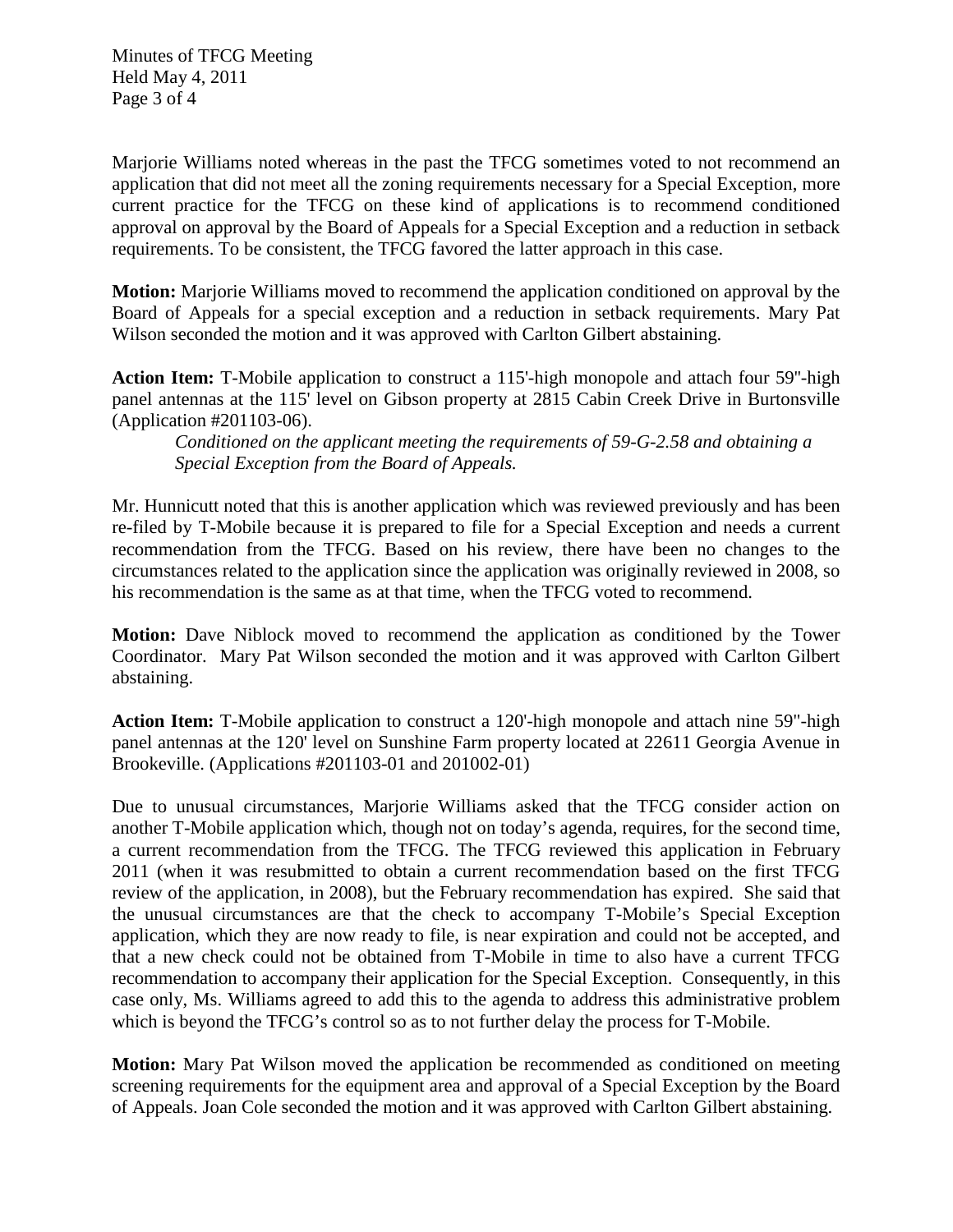Marjorie Williams noted whereas in the past the TFCG sometimes voted to not recommend an application that did not meet all the zoning requirements necessary for a Special Exception, more current practice for the TFCG on these kind of applications is to recommend conditioned approval on approval by the Board of Appeals for a Special Exception and a reduction in setback requirements. To be consistent, the TFCG favored the latter approach in this case.

**Motion:** Marjorie Williams moved to recommend the application conditioned on approval by the Board of Appeals for a special exception and a reduction in setback requirements. Mary Pat Wilson seconded the motion and it was approved with Carlton Gilbert abstaining.

**Action Item:** T-Mobile application to construct a 115'-high monopole and attach four 59"-high panel antennas at the 115' level on Gibson property at 2815 Cabin Creek Drive in Burtonsville (Application #201103-06).

> *Conditioned on the applicant meeting the requirements of 59-G-2.58 and obtaining a Special Exception from the Board of Appeals.*

Mr. Hunnicutt noted that this is another application which was reviewed previously and has been re-filed by T-Mobile because it is prepared to file for a Special Exception and needs a current recommendation from the TFCG. Based on his review, there have been no changes to the circumstances related to the application since the application was originally reviewed in 2008, so his recommendation is the same as at that time, when the TFCG voted to recommend.

**Motion:** Dave Niblock moved to recommend the application as conditioned by the Tower Coordinator. Mary Pat Wilson seconded the motion and it was approved with Carlton Gilbert abstaining.

**Action Item:** T-Mobile application to construct a 120'-high monopole and attach nine 59"-high panel antennas at the 120' level on Sunshine Farm property located at 22611 Georgia Avenue in Brookeville. (Applications #201103-01 and 201002-01)

Due to unusual circumstances, Marjorie Williams asked that the TFCG consider action on another T-Mobile application which, though not on today's agenda, requires, for the second time, a current recommendation from the TFCG. The TFCG reviewed this application in February 2011 (when it was resubmitted to obtain a current recommendation based on the first TFCG review of the application, in 2008), but the February recommendation has expired. She said that the unusual circumstances are that the check to accompany T-Mobile's Special Exception application, which they are now ready to file, is near expiration and could not be accepted, and that a new check could not be obtained from T-Mobile in time to also have a current TFCG recommendation to accompany their application for the Special Exception. Consequently, in this case only, Ms. Williams agreed to add this to the agenda to address this administrative problem which is beyond the TFCG's control so as to not further delay the process for T-Mobile.

**Motion:** Mary Pat Wilson moved the application be recommended as conditioned on meeting screening requirements for the equipment area and approval of a Special Exception by the Board of Appeals. Joan Cole seconded the motion and it was approved with Carlton Gilbert abstaining.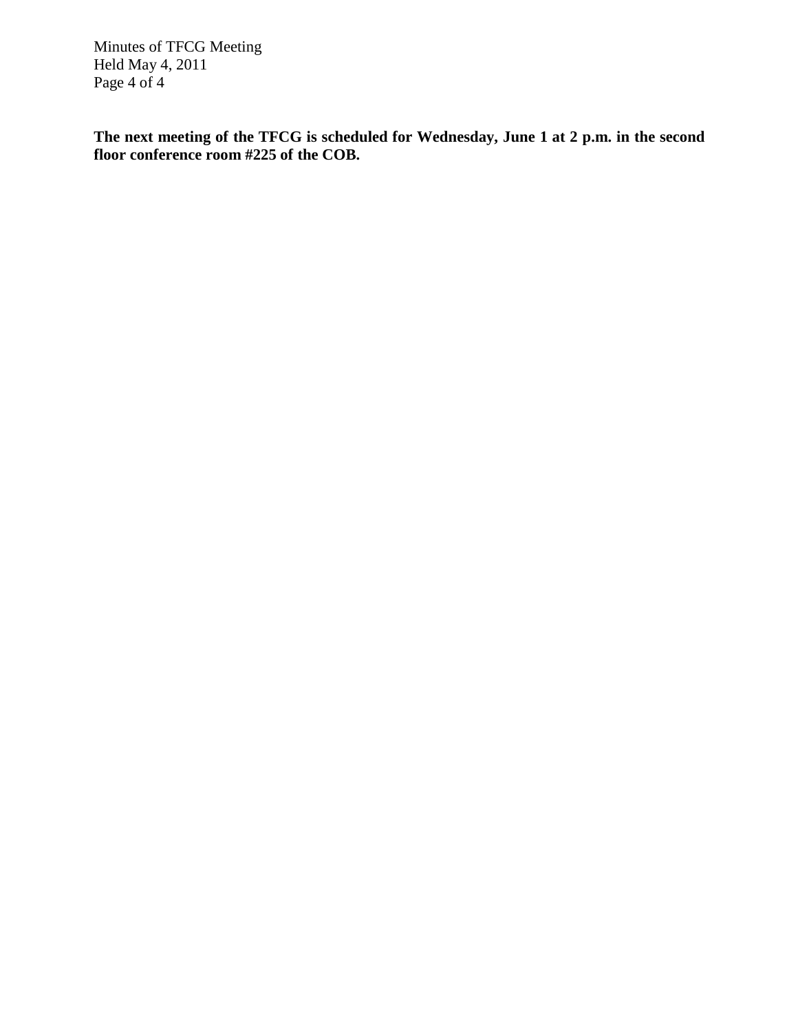**The next meeting of the TFCG is scheduled for Wednesday, June 1 at 2 p.m. in the second floor conference room #225 of the COB.**